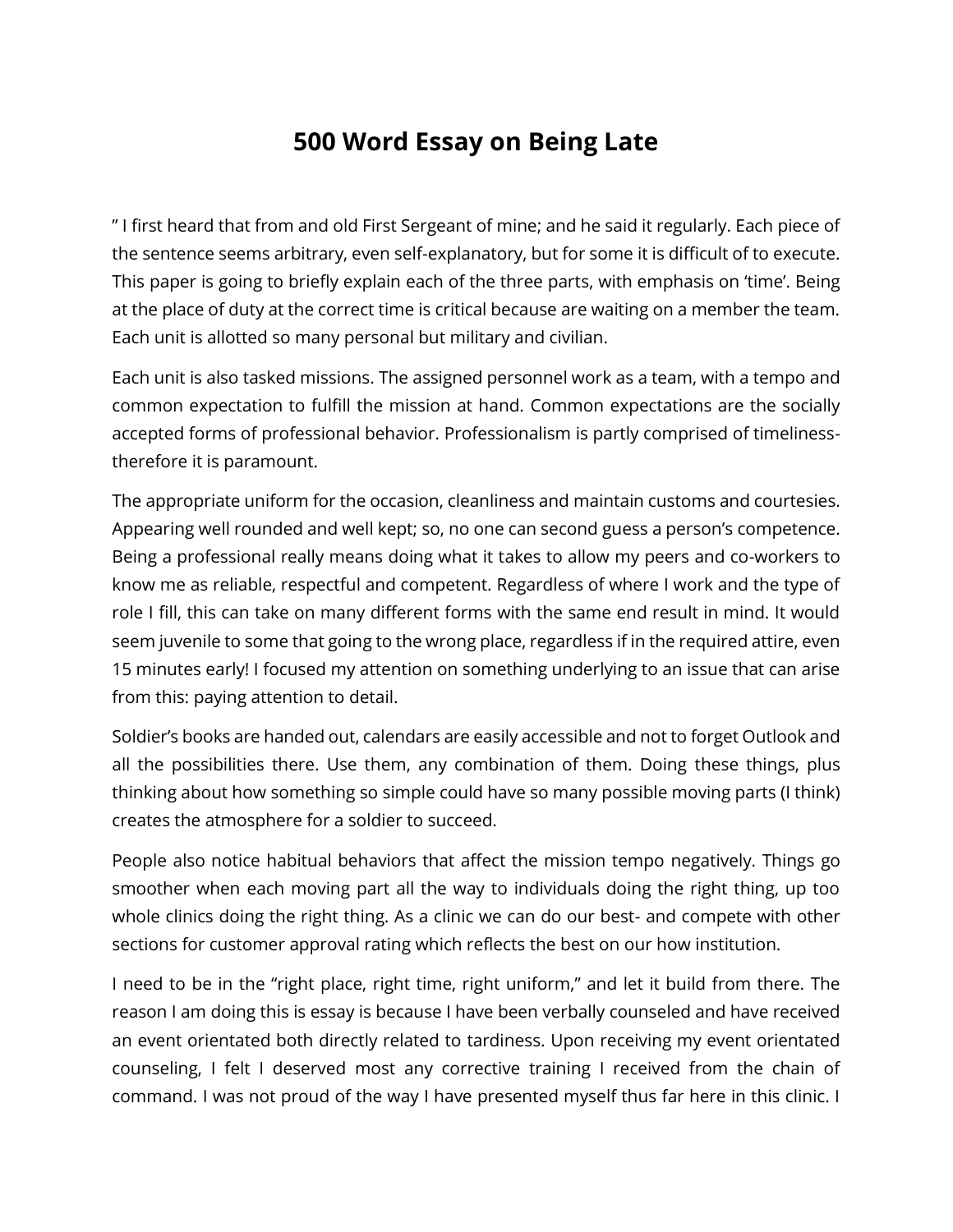# 500 Word Essay on Being Late

" I first heard that from and old First Sergeant of mine; and he said it regularly. Each piece of the sentence seems arbitrary, even self-explanatory, but for some it is difficult of to execute. This paper is going to briefly explain each of the three parts, with emphasis on 'time'. Being at the place of duty at the correct time is critical because are waiting on a member the team. Each unit is allotted so many personal but military and civilian.

Each unit is also tasked missions. The assigned personnel work as a team, with a tempo and common expectation to fulfill the mission at hand. Common expectations are the socially accepted forms of professional behavior. Professionalism is partly comprised of timeliness- therefore it is paramount.

The appropriate uniform for the occasion, cleanliness and maintain customs and courtesies. Appearing well rounded and well kept; so, no one can second guess a person's competence. Being a professional really means doing what it takes to allow my peers and co-workers to know me as reliable, respectful and competent. Regardless of where I work and the type of role I fill, this can take on many different forms with the same end result in mind. It would seem juvenile to some that going to the wrong place, regardless if in the required attire, even 15 minutes early! I focused my attention on something underlying to an issue that can arise from this: paying attention to detail.

Soldier's books are handed out, calendars are easily accessible and not to forget Outlook and all the possibilities there. Use them, any combination of them. Doing these things, plus thinking about how something so simple could have so many possible moving parts (I think) creates the atmosphere for a soldier to succeed.

People also notice habitual behaviors that affect the mission tempo negatively. Things go smoother when each moving part all the way to individuals doing the right thing, up too whole clinics doing the right thing. As a clinic we can do our best- and compete with other sections for customer approval rating which reflects the best on our how institution.

I need to be in the "right place, right time, right uniform," and let it build from there. The reason I am doing this is essay is because I have been verbally counseled and have received an event orientated both directly related to tardiness. Upon receiving my event orientated counseling, I felt I deserved most any corrective training I received from the chain of command. I was not proud of the way I have presented myself thus far here in this clinic. I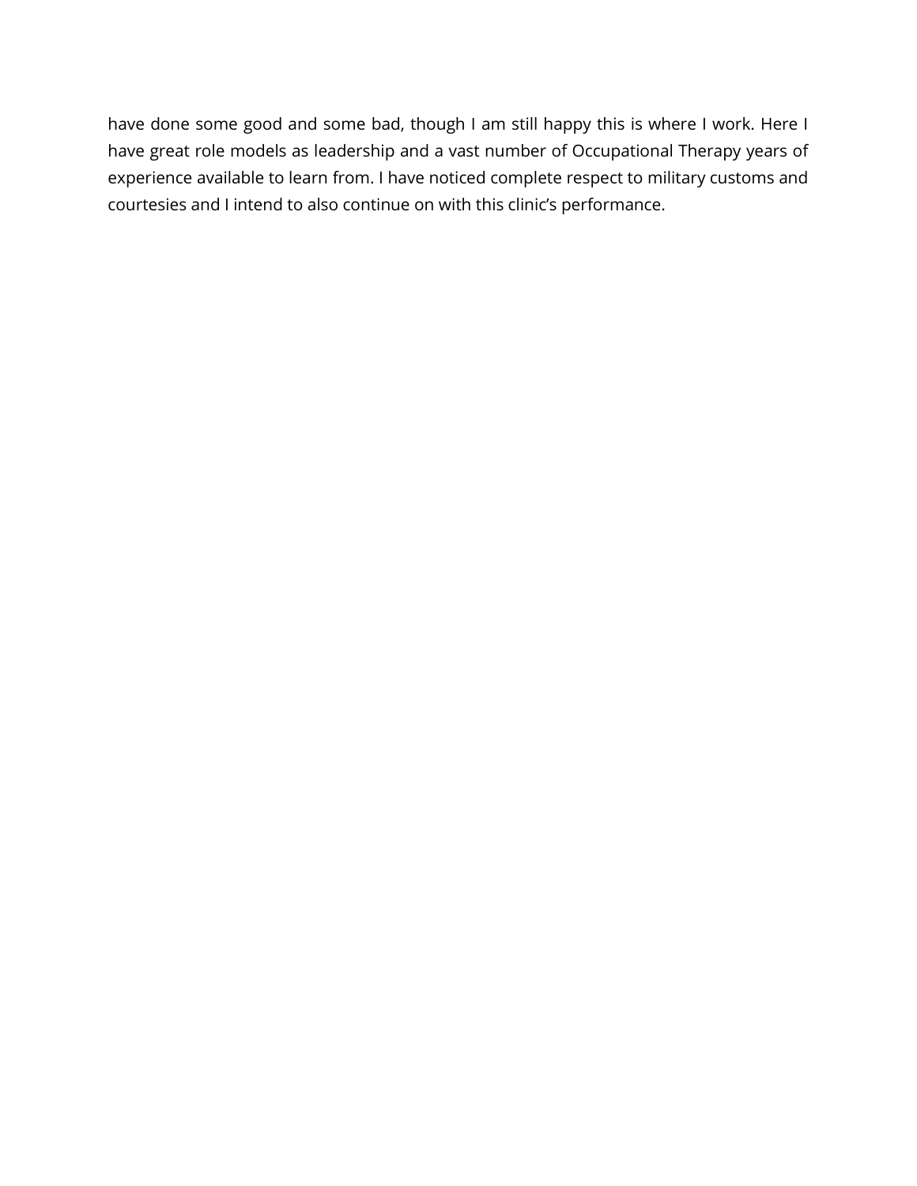have done some good and some bad, though I am still happy this is where I work. Here I have great role models as leadership and a vast number of Occupational Therapy years of experience available to learn from. I have noticed complete respect to military customs and courtesies and I intend to also continue on with this clinic's performance.